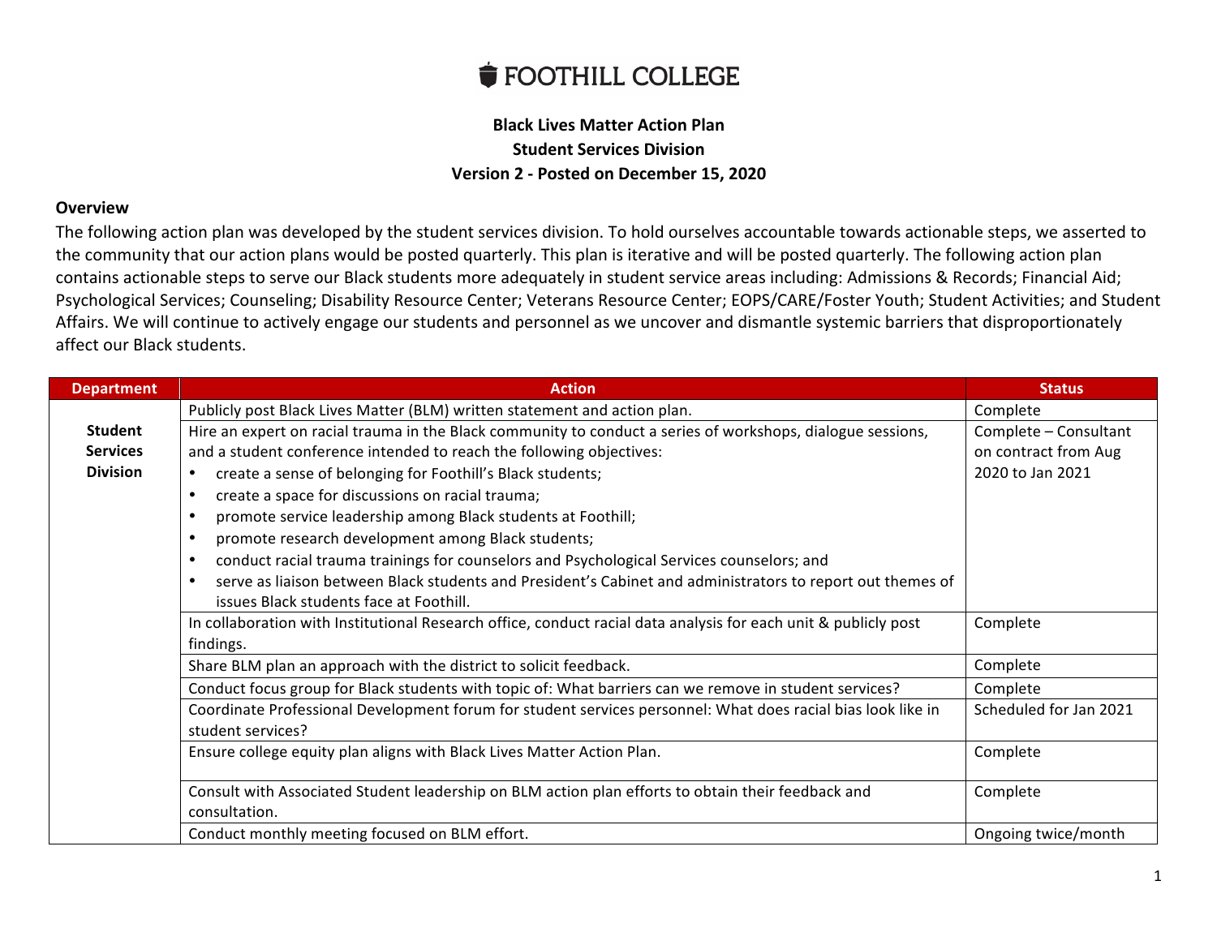# FOOTHILL COLLEGE

**Black Lives Matter Action Plan**
**Student Services Division**
**Version 2 - Posted on December 15, 2020**

## Overview

The following action plan was developed by the student services division. To hold ourselves accountable towards actionable steps, we asserted to the community that our action plans would be posted quarterly. This plan is iterative and will be posted quarterly. The following action plan contains actionable steps to serve our Black students more adequately in student service areas including: Admissions & Records; Financial Aid; Psychological Services; Counseling; Disability Resource Center; Veterans Resource Center; EOPS/CARE/Foster Youth; Student Activities; and Student Affairs. We will continue to actively engage our students and personnel as we uncover and dismantle systemic barriers that disproportionately affect our Black students.

| Department | Action | Status |
|---|---|---|
| **Student Services Division** | Publicly post Black Lives Matter (BLM) written statement and action plan. | Complete |
| | Hire an expert on racial trauma in the Black community to conduct a series of workshops, dialogue sessions, and a student conference intended to reach the following objectives:<br>• create a sense of belonging for Foothill's Black students;<br>• create a space for discussions on racial trauma;<br>• promote service leadership among Black students at Foothill;<br>• promote research development among Black students;<br>• conduct racial trauma trainings for counselors and Psychological Services counselors; and<br>• serve as liaison between Black students and President's Cabinet and administrators to report out themes of issues Black students face at Foothill. | Complete – Consultant on contract from Aug 2020 to Jan 2021 |
| | In collaboration with Institutional Research office, conduct racial data analysis for each unit & publicly post findings. | Complete |
| | Share BLM plan an approach with the district to solicit feedback. | Complete |
| | Conduct focus group for Black students with topic of: What barriers can we remove in student services? | Complete |
| | Coordinate Professional Development forum for student services personnel: What does racial bias look like in student services? | Scheduled for Jan 2021 |
| | Ensure college equity plan aligns with Black Lives Matter Action Plan. | Complete |
| | Consult with Associated Student leadership on BLM action plan efforts to obtain their feedback and consultation. | Complete |
| | Conduct monthly meeting focused on BLM effort. | Ongoing twice/month |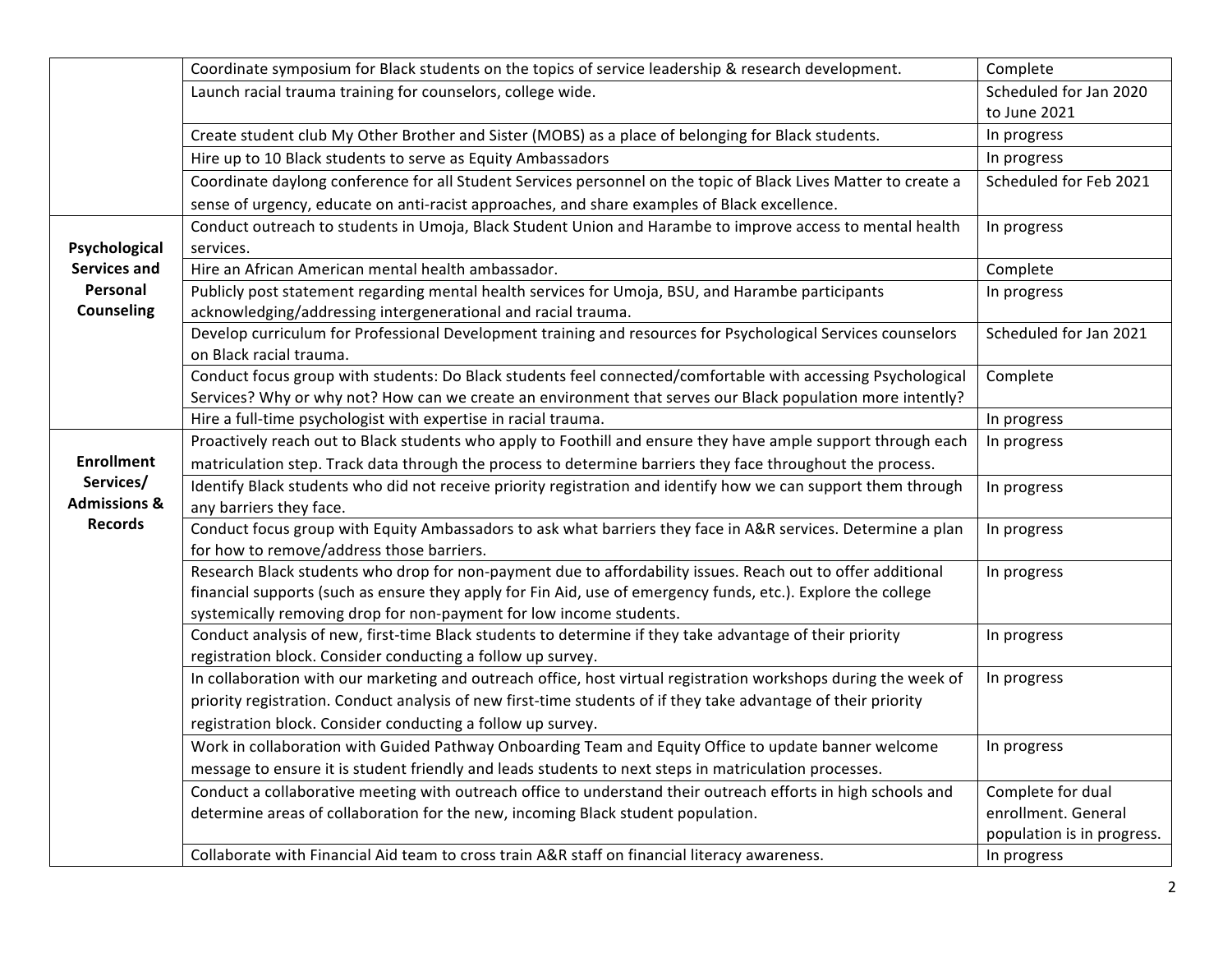| | | |
|---|---|---|
| | Coordinate symposium for Black students on the topics of service leadership & research development. | Complete |
| | Launch racial trauma training for counselors, college wide. | Scheduled for Jan 2020 to June 2021 |
| | Create student club My Other Brother and Sister (MOBS) as a place of belonging for Black students. | In progress |
| | Hire up to 10 Black students to serve as Equity Ambassadors | In progress |
| | Coordinate daylong conference for all Student Services personnel on the topic of Black Lives Matter to create a sense of urgency, educate on anti-racist approaches, and share examples of Black excellence. | Scheduled for Feb 2021 |
| **Psychological Services and Personal Counseling** | Conduct outreach to students in Umoja, Black Student Union and Harambe to improve access to mental health services. | In progress |
| | Hire an African American mental health ambassador. | Complete |
| | Publicly post statement regarding mental health services for Umoja, BSU, and Harambe participants acknowledging/addressing intergenerational and racial trauma. | In progress |
| | Develop curriculum for Professional Development training and resources for Psychological Services counselors on Black racial trauma. | Scheduled for Jan 2021 |
| | Conduct focus group with students: Do Black students feel connected/comfortable with accessing Psychological Services? Why or why not? How can we create an environment that serves our Black population more intently? | Complete |
| | Hire a full-time psychologist with expertise in racial trauma. | In progress |
| **Enrollment Services/ Admissions & Records** | Proactively reach out to Black students who apply to Foothill and ensure they have ample support through each matriculation step. Track data through the process to determine barriers they face throughout the process. | In progress |
| | Identify Black students who did not receive priority registration and identify how we can support them through any barriers they face. | In progress |
| | Conduct focus group with Equity Ambassadors to ask what barriers they face in A&R services. Determine a plan for how to remove/address those barriers. | In progress |
| | Research Black students who drop for non-payment due to affordability issues. Reach out to offer additional financial supports (such as ensure they apply for Fin Aid, use of emergency funds, etc.). Explore the college systemically removing drop for non-payment for low income students. | In progress |
| | Conduct analysis of new, first-time Black students to determine if they take advantage of their priority registration block. Consider conducting a follow up survey. | In progress |
| | In collaboration with our marketing and outreach office, host virtual registration workshops during the week of priority registration. Conduct analysis of new first-time students of if they take advantage of their priority registration block. Consider conducting a follow up survey. | In progress |
| | Work in collaboration with Guided Pathway Onboarding Team and Equity Office to update banner welcome message to ensure it is student friendly and leads students to next steps in matriculation processes. | In progress |
| | Conduct a collaborative meeting with outreach office to understand their outreach efforts in high schools and determine areas of collaboration for the new, incoming Black student population. | Complete for dual enrollment. General population is in progress. |
| | Collaborate with Financial Aid team to cross train A&R staff on financial literacy awareness. | In progress |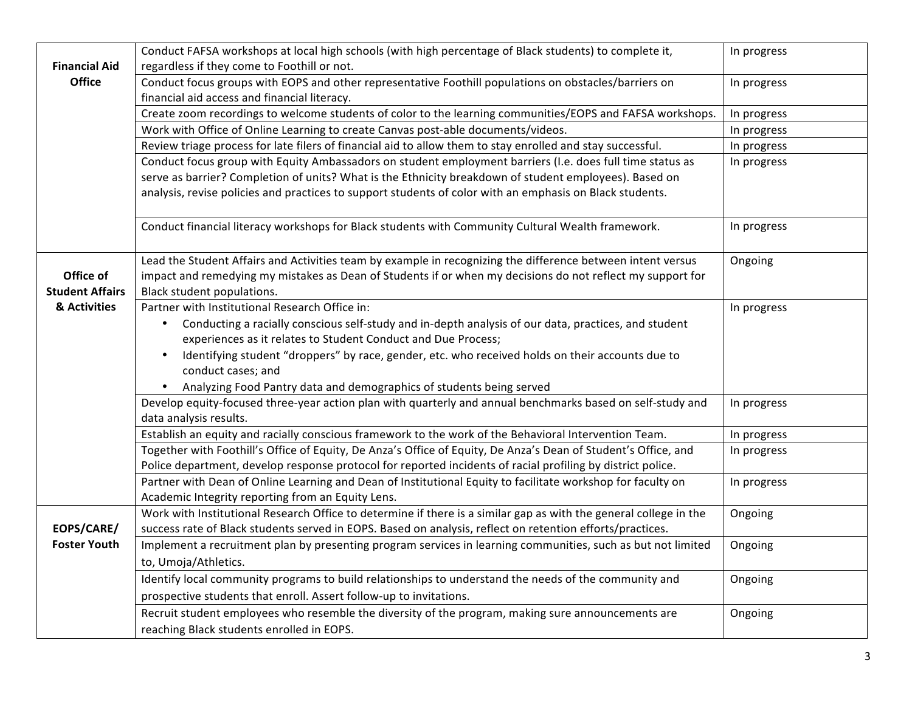| | | |
|---|---|---|
| **Financial Aid Office** | Conduct FAFSA workshops at local high schools (with high percentage of Black students) to complete it, regardless if they come to Foothill or not. | In progress |
| | Conduct focus groups with EOPS and other representative Foothill populations on obstacles/barriers on financial aid access and financial literacy. | In progress |
| | Create zoom recordings to welcome students of color to the learning communities/EOPS and FAFSA workshops. | In progress |
| | Work with Office of Online Learning to create Canvas post-able documents/videos. | In progress |
| | Review triage process for late filers of financial aid to allow them to stay enrolled and stay successful. | In progress |
| | Conduct focus group with Equity Ambassadors on student employment barriers (I.e. does full time status as serve as barrier? Completion of units? What is the Ethnicity breakdown of student employees). Based on analysis, revise policies and practices to support students of color with an emphasis on Black students. | In progress |
| | Conduct financial literacy workshops for Black students with Community Cultural Wealth framework. | In progress |
| **Office of Student Affairs & Activities** | Lead the Student Affairs and Activities team by example in recognizing the difference between intent versus impact and remedying my mistakes as Dean of Students if or when my decisions do not reflect my support for Black student populations. | Ongoing |
| | Partner with Institutional Research Office in:<br>• Conducting a racially conscious self-study and in-depth analysis of our data, practices, and student experiences as it relates to Student Conduct and Due Process;<br>• Identifying student "droppers" by race, gender, etc. who received holds on their accounts due to conduct cases; and<br>• Analyzing Food Pantry data and demographics of students being served | In progress |
| | Develop equity-focused three-year action plan with quarterly and annual benchmarks based on self-study and data analysis results. | In progress |
| | Establish an equity and racially conscious framework to the work of the Behavioral Intervention Team. | In progress |
| | Together with Foothill's Office of Equity, De Anza's Office of Equity, De Anza's Dean of Student's Office, and Police department, develop response protocol for reported incidents of racial profiling by district police. | In progress |
| | Partner with Dean of Online Learning and Dean of Institutional Equity to facilitate workshop for faculty on Academic Integrity reporting from an Equity Lens. | In progress |
| **EOPS/CARE/ Foster Youth** | Work with Institutional Research Office to determine if there is a similar gap as with the general college in the success rate of Black students served in EOPS. Based on analysis, reflect on retention efforts/practices. | Ongoing |
| | Implement a recruitment plan by presenting program services in learning communities, such as but not limited to, Umoja/Athletics. | Ongoing |
| | Identify local community programs to build relationships to understand the needs of the community and prospective students that enroll. Assert follow-up to invitations. | Ongoing |
| | Recruit student employees who resemble the diversity of the program, making sure announcements are reaching Black students enrolled in EOPS. | Ongoing |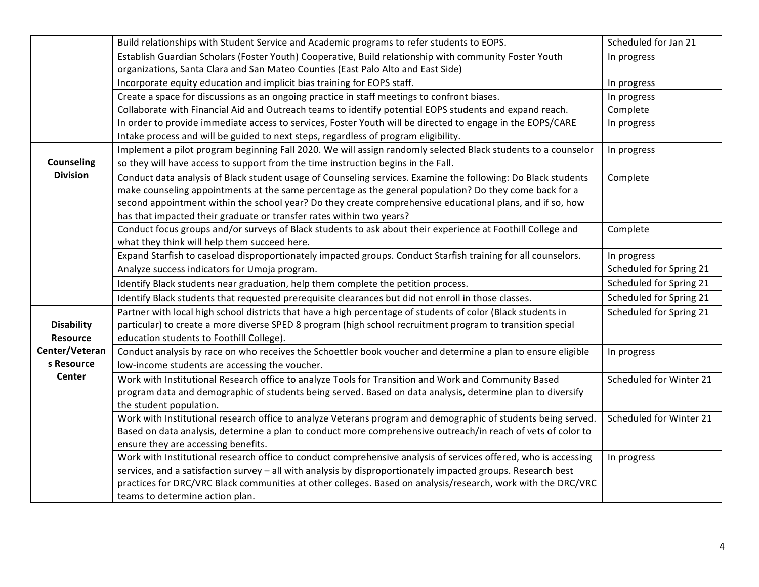| | | |
|---|---|---|
| | Build relationships with Student Service and Academic programs to refer students to EOPS. | Scheduled for Jan 21 |
| | Establish Guardian Scholars (Foster Youth) Cooperative, Build relationship with community Foster Youth organizations, Santa Clara and San Mateo Counties (East Palo Alto and East Side) | In progress |
| | Incorporate equity education and implicit bias training for EOPS staff. | In progress |
| | Create a space for discussions as an ongoing practice in staff meetings to confront biases. | In progress |
| | Collaborate with Financial Aid and Outreach teams to identify potential EOPS students and expand reach. | Complete |
| | In order to provide immediate access to services, Foster Youth will be directed to engage in the EOPS/CARE Intake process and will be guided to next steps, regardless of program eligibility. | In progress |
| **Counseling Division** | Implement a pilot program beginning Fall 2020. We will assign randomly selected Black students to a counselor so they will have access to support from the time instruction begins in the Fall. | In progress |
| | Conduct data analysis of Black student usage of Counseling services. Examine the following: Do Black students make counseling appointments at the same percentage as the general population? Do they come back for a second appointment within the school year? Do they create comprehensive educational plans, and if so, how has that impacted their graduate or transfer rates within two years? | Complete |
| | Conduct focus groups and/or surveys of Black students to ask about their experience at Foothill College and what they think will help them succeed here. | Complete |
| | Expand Starfish to caseload disproportionately impacted groups. Conduct Starfish training for all counselors. | In progress |
| | Analyze success indicators for Umoja program. | Scheduled for Spring 21 |
| | Identify Black students near graduation, help them complete the petition process. | Scheduled for Spring 21 |
| | Identify Black students that requested prerequisite clearances but did not enroll in those classes. | Scheduled for Spring 21 |
| **Disability Resource Center/Veterans Resource Center** | Partner with local high school districts that have a high percentage of students of color (Black students in particular) to create a more diverse SPED 8 program (high school recruitment program to transition special education students to Foothill College). | Scheduled for Spring 21 |
| | Conduct analysis by race on who receives the Schoettler book voucher and determine a plan to ensure eligible low-income students are accessing the voucher. | In progress |
| | Work with Institutional Research office to analyze Tools for Transition and Work and Community Based program data and demographic of students being served. Based on data analysis, determine plan to diversify the student population. | Scheduled for Winter 21 |
| | Work with Institutional research office to analyze Veterans program and demographic of students being served. Based on data analysis, determine a plan to conduct more comprehensive outreach/in reach of vets of color to ensure they are accessing benefits. | Scheduled for Winter 21 |
| | Work with Institutional research office to conduct comprehensive analysis of services offered, who is accessing services, and a satisfaction survey – all with analysis by disproportionately impacted groups. Research best practices for DRC/VRC Black communities at other colleges. Based on analysis/research, work with the DRC/VRC teams to determine action plan. | In progress |